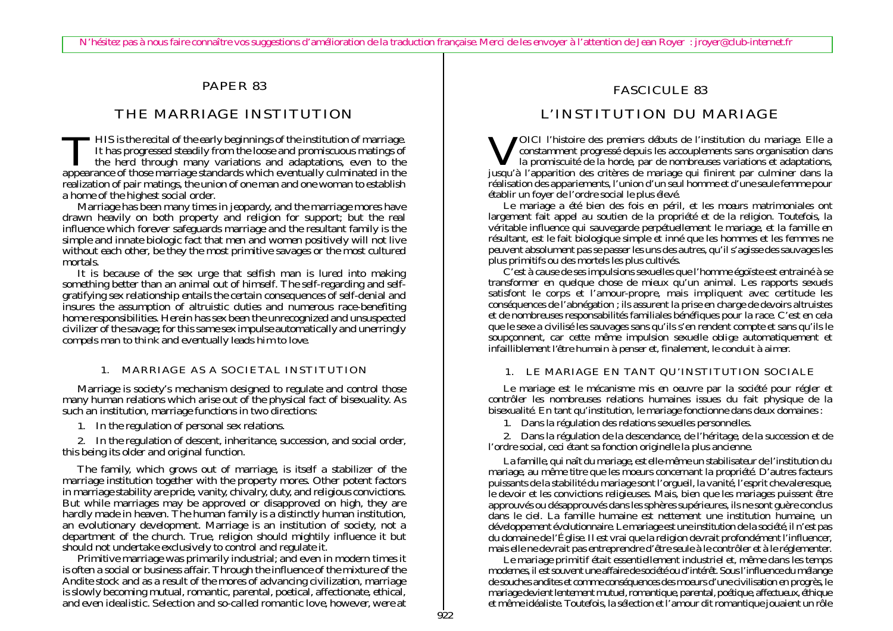N'hésitez pas à nous faire connaître vos suggestions d'amélioration de la traduction française. Merci de les envoyer à l'attention de Jean Royer : jroyer@club-internet.fr

# PAPER 83

# THE MARRIAGE INSTITUTION

THIS is the recital of the early beginnings of the institution of marriage. It has progressed steadily from the loose and promiscuous matings of the herd through many variations and adaptations, even to the appearance of those marriage standards which eventually culminated in the realization of pair matings, the union of one man and one woman to establish a home of the highest social order.

Marriage has been many times in jeopardy, and the marriage mores have drawn heavily on both property and religion for support; but the real influence which forever safeguards marriage and the resultant family is the simple and innate biologic fact that men and women positively will not live without each other, be they the most primitive savages or the most cultured mortals.

It is because of the sex urge that selfish man is lured into making something better than an animal out of himself. The self-regarding and self-gratifying sex relationship entails the certain consequences of self-denial and insures the assumption of altruistic duties and numerous race-benefiting home responsibilities. Herein has sex been the unrecognized and unsuspected civilizer of the savage; for this same sex impulse automatically and unerringly compels man to think and eventually leads him to love.

## 1. MARRIAGE AS A SOCIETAL INSTITUTION

Marriage is society's mechanism designed to regulate and control those many human relations which arise out of the physical fact of bisexuality. As such an institution, marriage functions in two directions:

1. In the regulation of personal sex relations.

2. In the regulation of descent, inheritance, succession, and social order, this being its older and original function.

The family, which grows out of marriage, is itself a stabilizer of the marriage institution together with the property mores. Other potent factors in marriage stability are pride, vanity, chivalry, duty, and religious convictions. But while marriages may be approved or disapproved on high, they are hardly made in heaven. The human family is a distinctly human institution, an evolutionary development. Marriage is an institution of society, not a department of the church. True, religion should mightily influence it but should not undertake exclusively to control and regulate it.

Primitive marriage was primarily industrial; and even in modern times it is often a social or business affair. Through the influence of the mixture of the Andite stock and as a result of the mores of advancing civilization, marriage is slowly becoming mutual, romantic, parental, poetical, affectionate, ethical, and even idealistic. Selection and so-called romantic love, however, were at

# FASCICULE 83

# L'INSTITUTION DU MARIAGE

VOICI l'histoire des premiers débuts de l'institution du mariage. Elle a constamment progressé depuis les accouplements sans organisation dans la promiscuité de la horde, par de nombreuses variations et adaptations, jusqu'à l'apparition des critères de mariage qui finirent par culminer dans la réalisation des appariements, l'union d'un seul homme et d'une seule femme pour établir un foyer de l'ordre social le plus élevé.

Le mariage a été bien des fois en péril, et les mœurs matrimoniales ont largement fait appel au soutien de la propriété et de la religion. Toutefois, la véritable influence qui sauvegarde perpétuellement le mariage, et la famille en résultant, est le fait biologique simple et inné que les hommes et les femmes ne peuvent absolument pas se passer les uns des autres, qu'il s'agisse des sauvages les plus primitifs ou des mortels les plus cultivés.

C'est à cause de ses impulsions sexuelles que l'homme égoïste est entraîné à se transformer en quelque chose de mieux qu'un animal. Les rapports sexuels satisfont le corps et l'amour-propre, mais impliquent avec certitude les conséquences de l'abnégation ; ils assurent la prise en charge de devoirs altruistes et de nombreuses responsabilités familiales bénéfiques pour la race. C'est en cela que le sexe a civilisé les sauvages sans qu'ils s'en rendent compte et sans qu'ils le soupçonnent, car cette même impulsion sexuelle oblige automatiquement et infailliblement l'être humain à penser et, finalement, le conduit à aimer.

## 1. LE MARIAGE EN TANT QU'INSTITUTION SOCIALE

Le mariage est le mécanisme mis en oeuvre par la société pour régler et contrôler les nombreuses relations humaines issues du fait physique de la bisexualité. En tant qu'institution, le mariage fonctionne dans deux domaines :

1. Dans la régulation des relations sexuelles personnelles.

2. Dans la régulation de la descendance, de l'héritage, de la succession et de l'ordre social, ceci étant sa fonction originelle la plus ancienne.

La famille, qui naît du mariage, est elle-même un stabilisateur de l'institution du mariage, au même titre que les mœurs concernant la propriété. D'autres facteurs puissants de la stabilité du mariage sont l'orgueil, la vanité, l'esprit chevaleresque, le devoir et les convictions religieuses. Mais, bien que les mariages puissent être approuvés ou désapprouvés dans les sphères supérieures, ils ne sont guère conclus dans le ciel. La famille humaine est nettement une institution humaine, un développement évolutionnaire. Le mariage est une institution de la société, il n'est pas du domaine de l'Église. Il est vrai que la religion devrait profondément l'influencer, mais elle ne devrait pas entreprendre d'être seule à le contrôler et à le réglementer.

Le mariage primitif était essentiellement industriel et, même dans les temps modernes, il est souvent une affaire de société ou d'intérêt. Sous l'influence du mélange de souches andites et comme conséquences des mœurs d'une civilisation en progrès, le mariage devient lentement mutuel, romantique, parental, poétique, affectueux, éthique et même idéaliste. Toutefois, la sélection et l'amour dit romantique jouaient un rôle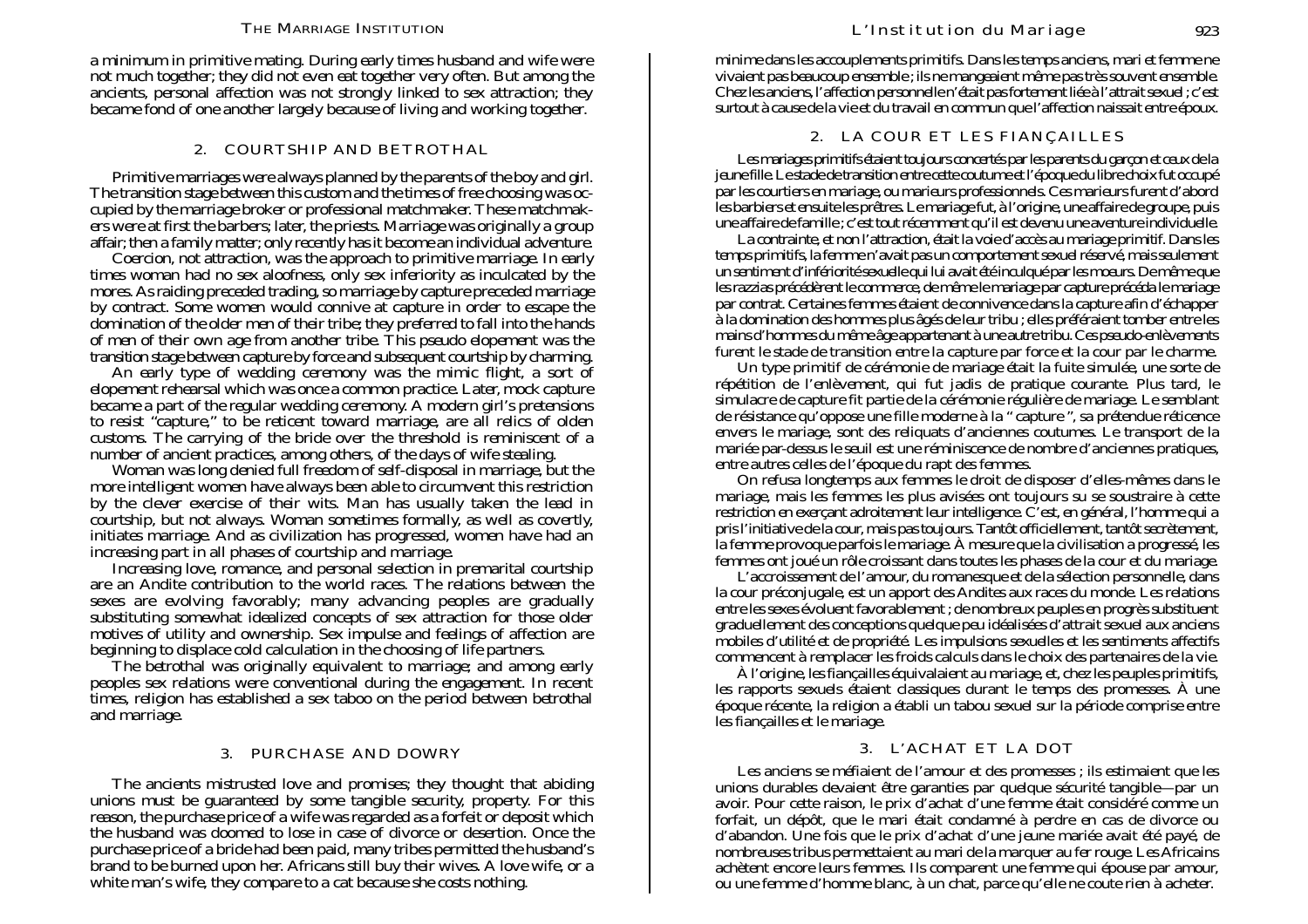a minimum in primitive mating. During early times husband and wife were not much together; they did not even eat together very often. But among the ancients, personal affection was not strongly linked to sex attraction; they became fond of one another largely because of living and working together.

## 2. COURTSHIP AND BETROTHAL

Primitive marriages were always planned by the parents of the boy and girl. The transition stage between this custom and the times of free choosing was occupied by the marriage broker or professional matchmaker. These matchmakers were at first the barbers; later, the priests. Marriage was originally a group affair; then a family matter; only recently has it become an individual adventure.

Coercion, not attraction, was the approach to primitive marriage. In early times woman had no sex aloofness, only sex inferiority as inculcated by the mores. As raiding preceded trading, so marriage by capture preceded marriage by contract. Some women would connive at capture in order to escape the domination of the older men of their tribe; they preferred to fall into the hands of men of their own age from another tribe. This pseudo elopement was the transition stage between capture by force and subsequent courtship by charming.

An early type of wedding ceremony was the mimic flight, a sort of elopement rehearsal which was once a common practice. Later, mock capture became a part of the regular wedding ceremony. A modern girl's pretensions to resist "capture," to be reticent toward marriage, are all relics of olden customs. The carrying of the bride over the threshold is reminiscent of a number of ancient practices, among others, of the days of wife stealing.

Woman was long denied full freedom of self-disposal in marriage, but the more intelligent women have always been able to circumvent this restriction by the clever exercise of their wits. Man has usually taken the lead in courtship, but not always. Woman sometimes formally, as well as covertly, initiates marriage. And as civilization has progressed, women have had an increasing part in all phases of courtship and marriage.

Increasing love, romance, and personal selection in premarital courtship are an Andite contribution to the world races. The relations between the sexes are evolving favorably; many advancing peoples are gradually substituting somewhat idealized concepts of sex attraction for those older motives of utility and ownership. Sex impulse and feelings of affection are beginning to displace cold calculation in the choosing of life partners.

The betrothal was originally equivalent to marriage; and among early peoples sex relations were conventional during the engagement. In recent times, religion has established a sex taboo on the period between betrothal and marriage.

## 3. PURCHASE AND DOWRY

The ancients mistrusted love and promises; they thought that abiding unions must be guaranteed by some tangible security, property. For this reason, the purchase price of a wife was regarded as a forfeit or deposit which the husband was doomed to lose in case of divorce or desertion. Once the purchase price of a bride had been paid, many tribes permitted the husband's brand to be burned upon her. Africans still buy their wives. A love wife, or a white man's wife, they compare to a cat because she costs nothing.

minime dans les accouplements primitifs. Dans les temps anciens, mari et femme ne vivaient pas beaucoup ensemble ; ils ne mangeaient même pas très souvent ensemble. Chez les anciens, l'affection personnelle n'était pas fortement liée à l'attrait sexuel ; c'est surtout à cause de la vie et du travail en commun que l'affection naissait entre époux.

## 2. LA COUR ET LES FIANÇAILLES

Les mariages primitifs étaient toujours concertés par les parents du garçon et ceux de la jeune fille. Le stade de transition entre cette coutume et l'époque du libre choix fut occupé par les courtiers en mariage, ou marieurs professionnels. Ces marieurs furent d'abord les barbiers et ensuite les prêtres. Le mariage fut, à l'origine, une affaire de groupe, puis une affaire de famille ; c'est tout récemment qu'il est devenu une aventure individuelle.

La contrainte, et non l'attraction, était la voie d'accès au mariage primitif. Dans les temps primitifs, la femme n'avait pas un comportement sexuel réservé, mais seulement un sentiment d'infériorité sexuelle qui lui avait été inculqué par les moeurs. De même que les razzias précédèrent le commerce, de même le mariage par capture précéda le mariage par contrat. Certaines femmes étaient de connivence dans la capture afin d'échapper à la domination des hommes plus âgés de leur tribu ; elles préféraient tomber entre les mains d'hommes du même âge appartenant à une autre tribu. Ces pseudo-enlèvements furent le stade de transition entre la capture par force et la cour par le charme.

Un type primitif de cérémonie de mariage était la fuite simulée, une sorte de répétition de l'enlèvement, qui fut jadis de pratique courante. Plus tard, le simulacre de capture fit partie de la cérémonie régulière de mariage. Le semblant de résistance qu'oppose une fille moderne à la " capture ", sa prétendue réticence envers le mariage, sont des reliquats d'anciennes coutumes. Le transport de la mariée par-dessus le seuil est une réminiscence de nombre d'anciennes pratiques, entre autres celles de l'époque du rapt des femmes.

On refusa longtemps aux femmes le droit de disposer d'elles-mêmes dans le mariage, mais les femmes les plus avisées ont toujours su se soustraire à cette restriction en exerçant adroitement leur intelligence. C'est, en général, l'homme qui a pris l'initiative de la cour, mais pas toujours. Tantôt officiellement, tantôt secrètement, la femme provoque parfois le mariage. À mesure que la civilisation a progressé, les femmes ont joué un rôle croissant dans toutes les phases de la cour et du mariage.

L'accroissement de l'amour, du romanesque et de la sélection personnelle, dans la cour préconjugale, est un apport des Andites aux races du monde. Les relations entre les sexes évoluent favorablement ; de nombreux peuples en progrès substituent graduellement des conceptions quelque peu idéalisées d'attrait sexuel aux anciens mobiles d'utilité et de propriété. Les impulsions sexuelles et les sentiments affectifs commencent à remplacer les froids calculs dans le choix des partenaires de la vie.

À l'origine, les fiançailles équivalaient au mariage, et, chez les peuples primitifs, les rapports sexuels étaient classiques durant le temps des promesses. À une époque récente, la religion a établi un tabou sexuel sur la période comprise entre les fiançailles et le mariage.

## 3. L'ACHAT ET LA DOT

Les anciens se méfiaient de l'amour et des promesses ; ils estimaient que les unions durables devaient être garanties par quelque sécurité tangible—par un avoir. Pour cette raison, le prix d'achat d'une femme était considéré comme un forfait, un dépôt, que le mari était condamné à perdre en cas de divorce ou d'abandon. Une fois que le prix d'achat d'une jeune mariée avait été payé, de nombreuses tribus permettaient au mari de la marquer au fer rouge. Les Africains achètent encore leurs femmes. Ils comparent une femme qui épouse par amour, ou une femme d'homme blanc, à un chat, parce qu'elle ne coute rien à acheter.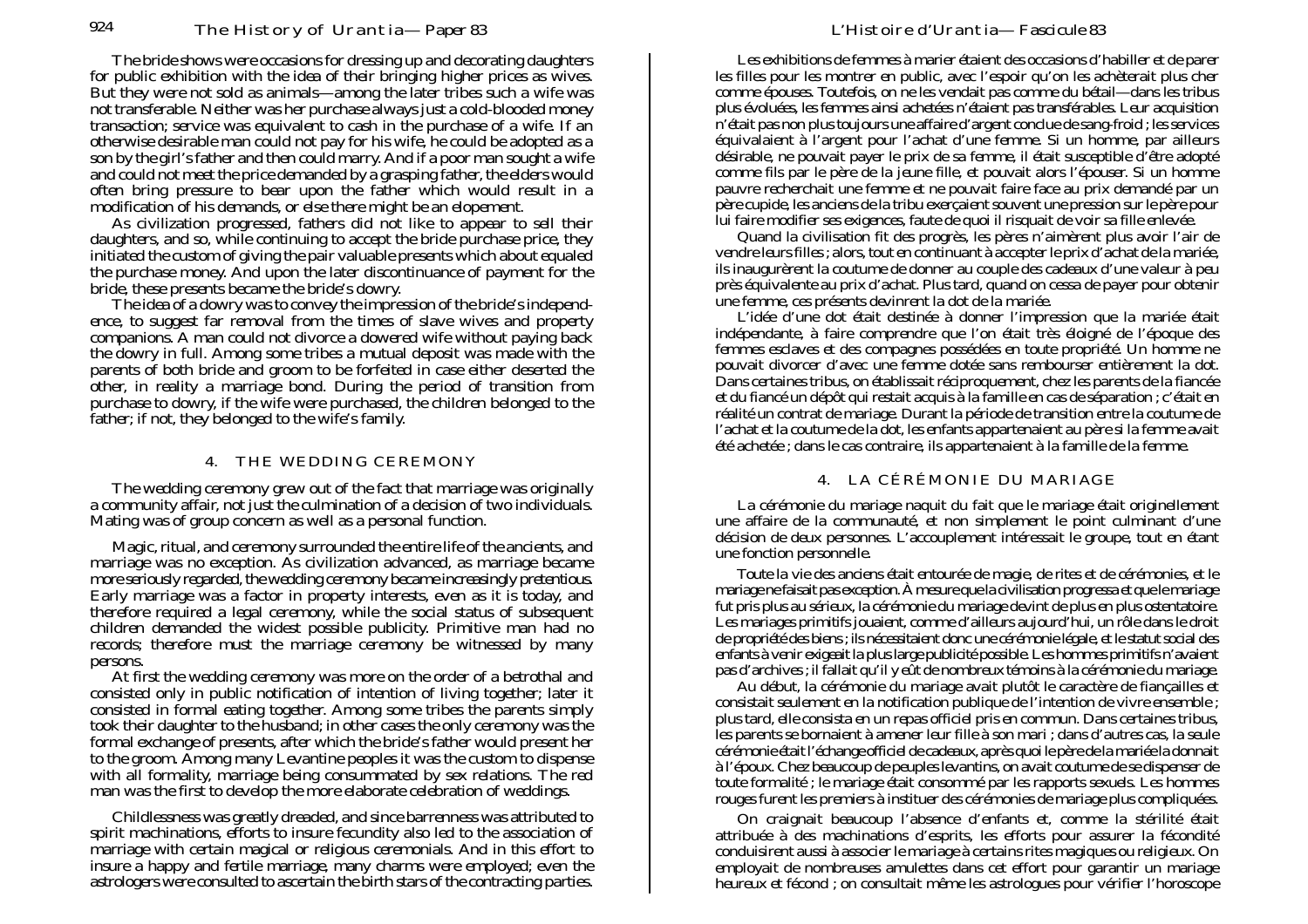The bride shows were occasions for dressing up and decorating daughters for public exhibition with the idea of their bringing higher prices as wives. But they were not sold as animals—among the later tribes such a wife was not transferable. Neither was her purchase always just a cold-blooded money transaction; service was equivalent to cash in the purchase of a wife. If an otherwise desirable man could not pay for his wife, he could be adopted as a son by the girl's father and then could marry. And if a poor man sought a wife and could not meet the price demanded by a grasping father, the elders would often bring pressure to bear upon the father which would result in a modification of his demands, or else there might be an elopement.

As civilization progressed, fathers did not like to appear to sell their daughters, and so, while continuing to accept the bride purchase price, they initiated the custom of giving the pair valuable presents which about equaled the purchase money. And upon the later discontinuance of payment for the bride, these presents became the bride's dowry.

The idea of a dowry was to convey the impression of the bride's independence, to suggest far removal from the times of slave wives and property companions. A man could not divorce a dowered wife without paying back the dowry in full. Among some tribes a mutual deposit was made with the parents of both bride and groom to be forfeited in case either deserted the other, in reality a marriage bond. During the period of transition from purchase to dowry, if the wife were purchased, the children belonged to the father; if not, they belonged to the wife's family.

## 4. THE WEDDING CEREMONY

The wedding ceremony grew out of the fact that marriage was originally a community affair, not just the culmination of a decision of two individuals. Mating was of group concern as well as a personal function.

Magic, ritual, and ceremony surrounded the entire life of the ancients, and marriage was no exception. As civilization advanced, as marriage became more seriously regarded, the wedding ceremony became increasingly pretentious. Early marriage was a factor in property interests, even as it is today, and therefore required a legal ceremony, while the social status of subsequent children demanded the widest possible publicity. Primitive man had no records; therefore must the marriage ceremony be witnessed by many persons.

At first the wedding ceremony was more on the order of a betrothal and consisted only in public notification of intention of living together; later it consisted in formal eating together. Among some tribes the parents simply took their daughter to the husband; in other cases the only ceremony was the formal exchange of presents, after which the bride's father would present her to the groom. Among many Levantine peoples it was the custom to dispense with all formality, marriage being consummated by sex relations. The red man was the first to develop the more elaborate celebration of weddings.

Childlessness was greatly dreaded, and since barrenness was attributed to spirit machinations, efforts to insure fecundity also led to the association of marriage with certain magical or religious ceremonials. And in this effort to insure a happy and fertile marriage, many charms were employed; even the astrologers were consulted to ascertain the birth stars of the contracting parties.

Les exhibitions de femmes à marier étaient des occasions d'habiller et de parer les filles pour les montrer en public, avec l'espoir qu'on les achèterait plus cher comme épouses. Toutefois, on ne les vendait pas comme du bétail—dans les tribus plus évoluées, les femmes ainsi achetées n'étaient pas transférables. Leur acquisition n'était pas non plus toujours une affaire d'argent conclue de sang-froid ; les services équivalaient à l'argent pour l'achat d'une femme. Si un homme, par ailleurs désirable, ne pouvait payer le prix de sa femme, il était susceptible d'être adopté comme fils par le père de la jeune fille, et pouvait alors l'épouser. Si un homme pauvre recherchait une femme et ne pouvait faire face au prix demandé par un père cupide, les anciens de la tribu exerçaient souvent une pression sur le père pour lui faire modifier ses exigences, faute de quoi il risquait de voir sa fille enlevée.

Quand la civilisation fit des progrès, les pères n'aimèrent plus avoir l'air de vendre leurs filles ; alors, tout en continuant à accepter le prix d'achat de la mariée, ils inaugurèrent la coutume de donner au couple des cadeaux d'une valeur à peu près équivalente au prix d'achat. Plus tard, quand on cessa de payer pour obtenir une femme, ces présents devinrent la dot de la mariée.

L'idée d'une dot était destinée à donner l'impression que la mariée était indépendante, à faire comprendre que l'on était très éloigné de l'époque des femmes esclaves et des compagnes possédées en toute propriété. Un homme ne pouvait divorcer d'avec une femme dotée sans rembourser entièrement la dot. Dans certaines tribus, on établissait réciproquement, chez les parents de la fiancée et du fiancé un dépôt qui restait acquis à la famille en cas de séparation ; c'était en réalité un contrat de mariage. Durant la période de transition entre la coutume de l'achat et la coutume de la dot, les enfants appartenaient au père si la femme avait été achetée ; dans le cas contraire, ils appartenaient à la famille de la femme.

## 4. LA CÉRÉMONIE DU MARIAGE

La cérémonie du mariage naquit du fait que le mariage était originellement une affaire de la communauté, et non simplement le point culminant d'une décision de deux personnes. L'accouplement intéressait le groupe, tout en étant une fonction personnelle.

Toute la vie des anciens était entourée de magie, de rites et de cérémonies, et le mariage ne faisait pas exception. À mesure que la civilisation progressa et que le mariage fut pris plus au sérieux, la cérémonie du mariage devint de plus en plus ostentatoire. Les mariages primitifs jouaient, comme d'ailleurs aujourd'hui, un rôle dans le droit de propriété des biens ; ils nécessitaient donc une cérémonie légale, et le statut social des enfants à venir exigeait la plus large publicité possible. Les hommes primitifs n'avaient pas d'archives ; il fallait qu'il y eût de nombreux témoins à la cérémonie du mariage.

Au début, la cérémonie du mariage avait plutôt le caractère de fiançailles et consistait seulement en la notification publique de l'intention de vivre ensemble ; plus tard, elle consista en un repas officiel pris en commun. Dans certaines tribus, les parents se bornaient à amener leur fille à son mari ; dans d'autres cas, la seule cérémonie était l'échange officiel de cadeaux, après quoi le père de la mariée la donnait à l'époux. Chez beaucoup de peuples levantins, on avait coutume de se dispenser de toute formalité ; le mariage était consommé par les rapports sexuels. Les hommes rouges furent les premiers à instituer des cérémonies de mariage plus compliquées.

On craignait beaucoup l'absence d'enfants et, comme la stérilité était attribuée à des machinations d'esprits, les efforts pour assurer la fécondité conduisirent aussi à associer le mariage à certains rites magiques ou religieux. On employait de nombreuses amulettes dans cet effort pour garantir un mariage heureux et fécond ; on consultait même les astrologues pour vérifier l'horoscope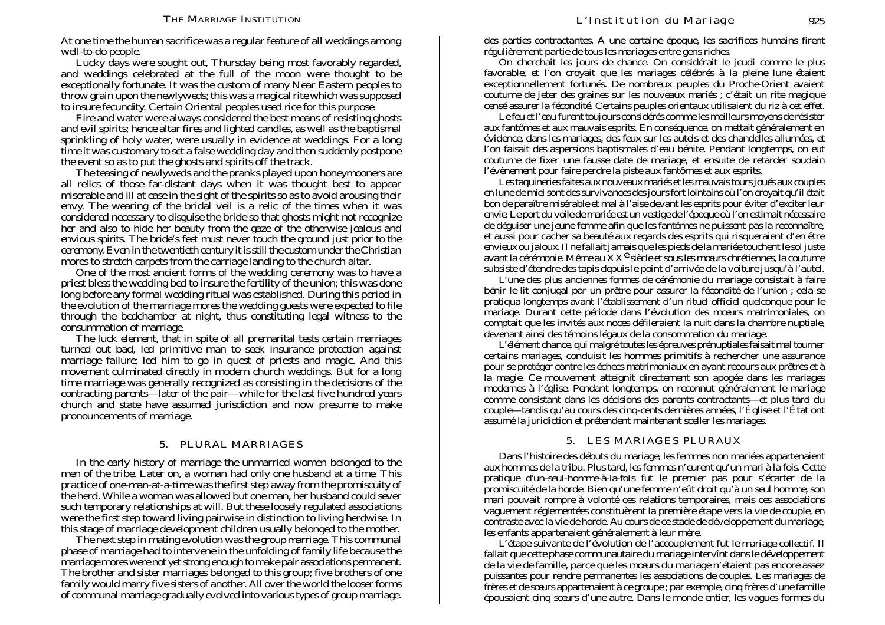At one time the human sacrifice was a regular feature of all weddings among well-to-do people.

Lucky days were sought out, Thursday being most favorably regarded, and weddings celebrated at the full of the moon were thought to be exceptionally fortunate. It was the custom of many Near Eastern peoples to throw grain upon the newlyweds; this was a magical rite which was supposed to insure fecundity. Certain Oriental peoples used rice for this purpose.

Fire and water were always considered the best means of resisting ghosts and evil spirits; hence altar fires and lighted candles, as well as the baptismal sprinkling of holy water, were usually in evidence at weddings. For a long time it was customary to set a false wedding day and then suddenly postpone the event so as to put the ghosts and spirits off the track.

The teasing of newlyweds and the pranks played upon honeymooners are all relics of those far-distant days when it was thought best to appear miserable and ill at ease in the sight of the spirits so as to avoid arousing their envy. The wearing of the bridal veil is a relic of the times when it was considered necessary to disguise the bride so that ghosts might not recognize her and also to hide her beauty from the gaze of the otherwise jealous and envious spirits. The bride's feet must never touch the ground just prior to the ceremony. Even in the twentieth century it is still the custom under the Christian mores to stretch carpets from the carriage landing to the church altar.

One of the most ancient forms of the wedding ceremony was to have a priest bless the wedding bed to insure the fertility of the union; this was done long before any formal wedding ritual was established. During this period in the evolution of the marriage mores the wedding guests were expected to file through the bedchamber at night, thus constituting legal witness to the consummation of marriage.

The luck element, that in spite of all premarital tests certain marriages turned out bad, led primitive man to seek insurance protection against marriage failure; led him to go in quest of priests and magic. And this movement culminated directly in modern church weddings. But for a long time marriage was generally recognized as consisting in the decisions of the contracting parents—later of the pair—while for the last five hundred years church and state have assumed jurisdiction and now presume to make pronouncements of marriage.

## 5. PLURAL MARRIAGES

In the early history of marriage the unmarried women belonged to the men of the tribe. Later on, a woman had only one husband at a time. This practice of one-man-at-a-time was the first step away from the promiscuity of the herd. While a woman was allowed but one man, her husband could sever such temporary relationships at will. But these loosely regulated associations were the first step toward living pairwise in distinction to living herdwise. In this stage of marriage development children usually belonged to the mother.

The next step in mating evolution was the group marriage. This communal phase of marriage had to intervene in the unfolding of family life because the marriage mores were not yet strong enough to make pair associations permanent. The brother and sister marriages belonged to this group; five brothers of one family would marry five sisters of another. All over the world the looser forms of communal marriage gradually evolved into various types of group marriage.

des parties contractantes. À une certaine époque, les sacrifices humains firent régulièrement partie de tous les mariages entre gens riches.

On cherchait les jours de chance. On considérait le jeudi comme le plus favorable, et l'on croyait que les mariages célébrés à la pleine lune étaient exceptionnellement fortunés. De nombreux peuples du Proche-Orient avaient coutume de jeter des graines sur les nouveaux mariés ; c'était un rite magique censé assurer la fécondité. Certains peuples orientaux utilisaient du riz à cet effet.

Le feu et l'eau furent toujours considérés comme les meilleurs moyens de résister aux fantômes et aux mauvais esprits. En conséquence, on mettait généralement en évidence, dans les mariages, des feux sur les autels et des chandelles allumées, et l'on faisait des aspersions baptismales d'eau bénite. Pendant longtemps, on eut coutume de fixer une fausse date de mariage, et ensuite de retarder soudain l'évènement pour faire perdre la piste aux fantômes et aux esprits.

Les taquineries faites aux nouveaux mariés et les mauvais tours joués aux couples en lune de miel sont des survivances des jours fort lointains où l'on croyait qu'il était bon de paraître misérable et mal à l'aise devant les esprits pour éviter d'exciter leur envie. Le port du voile de mariée est un vestige de l'époque où l'on estimait nécessaire de déguiser une jeune femme afin que les fantômes ne puissent pas la reconnaître, et aussi pour cacher sa beauté aux regards des esprits qui risqueraient d'en être envieux ou jaloux. Il ne fallait jamais que les pieds de la mariée touchent le sol juste avant la cérémonie. Même au XX$^{e}$ siècle et sous les mœurs chrétiennes, la coutume subsiste d'étendre des tapis depuis le point d'arrivée de la voiture jusqu'à l'autel.

L'une des plus anciennes formes de cérémonie du mariage consistait à faire bénir le lit conjugal par un prêtre pour assurer la fécondité de l'union ; cela se pratiqua longtemps avant l'établissement d'un rituel officiel quelconque pour le mariage. Durant cette période dans l'évolution des mœurs matrimoniales, on comptait que les invités aux noces défileraient la nuit dans la chambre nuptiale, devenant ainsi des témoins légaux de la consommation du mariage.

L'élément chance, qui malgré toutes les épreuves prénuptiales faisait mal tourner certains mariages, conduisit les hommes primitifs à rechercher une assurance pour se protéger contre les échecs matrimoniaux en ayant recours aux prêtres et à la magie. Ce mouvement atteignit directement son apogée dans les mariages modernes à l'église. Pendant longtemps, on reconnut généralement le mariage comme consistant dans les décisions des parents contractants—et plus tard du couple—tandis qu'au cours des cinq-cents dernières années, l'Église et l'État ont assumé la juridiction et prétendent maintenant sceller les mariages.

## 5. LES MARIAGES PLURAUX

Dans l'histoire des débuts du mariage, les femmes non mariées appartenaient aux hommes de la tribu. Plus tard, les femmes n'eurent qu'un mari à la fois. Cette pratique d'un-seul-homme-à-la-fois fut le premier pas pour s'écarter de la promiscuité de la horde. Bien qu'une femme n'eût droit qu'à un seul homme, son mari pouvait rompre à volonté ces relations temporaires, mais ces associations vaguement réglementées constituèrent la première étape vers la vie de couple, en contraste avec la vie de horde. Au cours de ce stade de développement du mariage, les enfants appartenaient généralement à leur mère.

L'étape suivante de l'évolution de l'accouplement fut le mariage collectif. Il fallait que cette phase communautaire du mariage intervînt dans le développement de la vie de famille, parce que les mœurs du mariage n'étaient pas encore assez puissantes pour rendre permanentes les associations de couples. Les mariages de frères et de sœurs appartenaient à ce groupe ; par exemple, cinq frères d'une famille épousaient cinq sœurs d'une autre. Dans le monde entier, les vagues formes du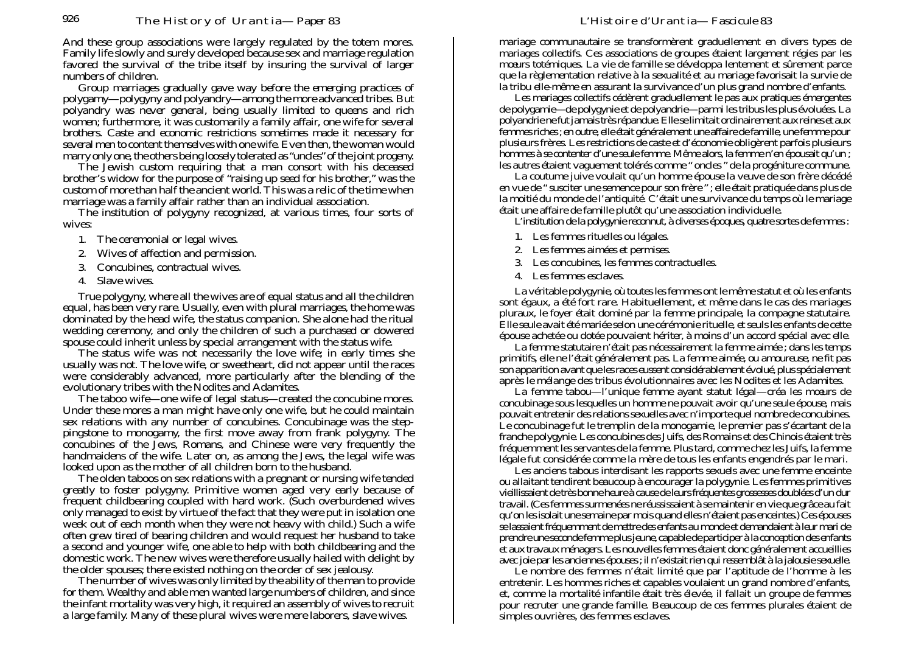And these group associations were largely regulated by the totem mores. Family life slowly and surely developed because sex and marriage regulation favored the survival of the tribe itself by insuring the survival of larger numbers of children.

Group marriages gradually gave way before the emerging practices of polygamy—polygyny and polyandry—among the more advanced tribes. But polyandry was never general, being usually limited to queens and rich women; furthermore, it was customarily a family affair, one wife for several brothers. Caste and economic restrictions sometimes made it necessary for several men to content themselves with one wife. Even then, the woman would marry only one, the others being loosely tolerated as "uncles" of the joint progeny.

The Jewish custom requiring that a man consort with his deceased brother's widow for the purpose of "raising up seed for his brother," was the custom of more than half the ancient world. This was a relic of the time when marriage was a family affair rather than an individual association.

The institution of polygyny recognized, at various times, four sorts of wives:

1. The ceremonial or legal wives.
2. Wives of affection and permission.
3. Concubines, contractual wives.
4. Slave wives.

True polygyny, where all the wives are of equal status and all the children equal, has been very rare. Usually, even with plural marriages, the home was dominated by the head wife, the status companion. She alone had the ritual wedding ceremony, and only the children of such a purchased or dowered spouse could inherit unless by special arrangement with the status wife.

The status wife was not necessarily the love wife; in early times she usually was not. The love wife, or sweetheart, did not appear until the races were considerably advanced, more particularly after the blending of the evolutionary tribes with the Nodites and Adamites.

The taboo wife—one wife of legal status—created the concubine mores. Under these mores a man might have only one wife, but he could maintain sex relations with any number of concubines. Concubinage was the steppingstone to monogamy, the first move away from frank polygyny. The concubines of the Jews, Romans, and Chinese were very frequently the handmaidens of the wife. Later on, as among the Jews, the legal wife was looked upon as the mother of all children born to the husband.

The olden taboos on sex relations with a pregnant or nursing wife tended greatly to foster polygyny. Primitive women aged very early because of frequent childbearing coupled with hard work. (Such overburdened wives only managed to exist by virtue of the fact that they were put in isolation one week out of each month when they were not heavy with child.) Such a wife often grew tired of bearing children and would request her husband to take a second and younger wife, one able to help with both childbearing and the domestic work. The new wives were therefore usually hailed with delight by the older spouses; there existed nothing on the order of sex jealousy.

The number of wives was only limited by the ability of the man to provide for them. Wealthy and able men wanted large numbers of children, and since the infant mortality was very high, it required an assembly of wives to recruit a large family. Many of these plural wives were mere laborers, slave wives.

mariage communautaire se transformèrent graduellement en divers types de mariages collectifs. Ces associations de groupes étaient largement régies par les mœurs totémiques. La vie de famille se développa lentement et sûrement parce que la règlementation relative à la sexualité et au mariage favorisait la survie de la tribu elle-même en assurant la survivance d'un plus grand nombre d'enfants.

Les mariages collectifs cédèrent graduellement le pas aux pratiques émergentes de polygamie—de polygynie et de polyandrie—parmi les tribus les plus évoluées. La polyandrie ne fut jamais très répandue. Elle se limitait ordinairement aux reines et aux femmes riches ; en outre, elle était généralement une affaire de famille, une femme pour plusieurs frères. Les restrictions de caste et d'économie obligèrent parfois plusieurs hommes à se contenter d'une seule femme. Même alors, la femme n'en épousait qu'un ; les autres étaient vaguement tolérés comme " oncles " de la progéniture commune.

La coutume juive voulait qu'un homme épouse la veuve de son frère décédé en vue de " susciter une semence pour son frère " ; elle était pratiquée dans plus de la moitié du monde de l'antiquité. C'était une survivance du temps où le mariage était une affaire de famille plutôt qu'une association individuelle.

L'institution de la polygynie reconnut, à diverses époques, quatre sortes de femmes :

1. Les femmes rituelles ou légales.
2. Les femmes aimées et permises.
3. Les concubines, les femmes contractuelles.
4. Les femmes esclaves.

La véritable polygynie, où toutes les femmes ont le même statut et où les enfants sont égaux, a été fort rare. Habituellement, et même dans le cas des mariages pluraux, le foyer était dominé par la femme principale, la compagne statutaire. Elle seule avait été mariée selon une cérémonie rituelle, et seuls les enfants de cette épouse achetée ou dotée pouvaient hériter, à moins d'un accord spécial avec elle.

La femme statutaire n'était pas nécessairement la femme aimée ; dans les temps primitifs, elle ne l'était généralement pas. La femme aimée, ou amoureuse, ne fit pas son apparition avant que les races eussent considérablement évolué, plus spécialement après le mélange des tribus évolutionnaires avec les Nodites et les Adamites.

La femme tabou—l'unique femme ayant statut légal—créa les mœurs de concubinage sous lesquelles un homme ne pouvait avoir qu'une seule épouse, mais pouvait entretenir des relations sexuelles avec n'importe quel nombre de concubines. Le concubinage fut le tremplin de la monogamie, le premier pas s'écartant de la franche polygynie. Les concubines des Juifs, des Romains et des Chinois étaient très fréquemment les servantes de la femme. Plus tard, comme chez les Juifs, la femme légale fut considérée comme la mère de tous les enfants engendrés par le mari.

Les anciens tabous interdisant les rapports sexuels avec une femme enceinte ou allaitant tendirent beaucoup à encourager la polygynie. Les femmes primitives vieillissaient de très bonne heure à cause de leurs fréquentes grossesses doublées d'un dur travail. (Ces femmes surmenées ne réussissaient à se maintenir en vie que grâce au fait qu'on les isolait une semaine par mois quand elles n'étaient pas enceintes.) Ces épouses se lassaient fréquemment de mettre des enfants au monde et demandaient à leur mari de prendre une seconde femme plus jeune, capable de participer à la conception des enfants et aux travaux ménagers. Les nouvelles femmes étaient donc généralement accueillies avec joie par les anciennes épouses ; il n'existait rien qui ressemblât à la jalousie sexuelle.

Le nombre des femmes n'était limité que par l'aptitude de l'homme à les entretenir. Les hommes riches et capables voulaient un grand nombre d'enfants, et, comme la mortalité infantile était très élevée, il fallait un groupe de femmes pour recruter une grande famille. Beaucoup de ces femmes plurales étaient de simples ouvrières, des femmes esclaves.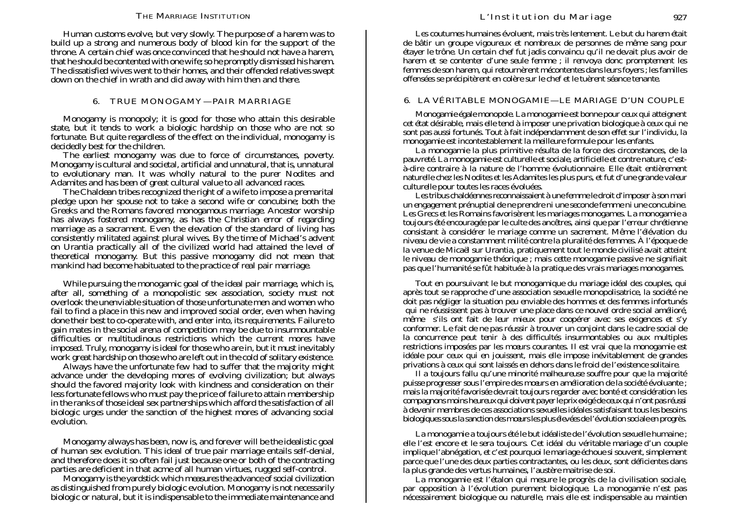Human customs evolve, but very slowly. The purpose of a harem was to build up a strong and numerous body of blood kin for the support of the throne. A certain chief was once convinced that he should not have a harem, that he should be contented with one wife; so he promptly dismissed his harem. The dissatisfied wives went to their homes, and their offended relatives swept down on the chief in wrath and did away with him then and there.

## 6. TRUE MONOGAMY—PAIR MARRIAGE

Monogamy is monopoly; it is good for those who attain this desirable state, but it tends to work a biologic hardship on those who are not so fortunate. But quite regardless of the effect on the individual, monogamy is decidedly best for the children.

The earliest monogamy was due to force of circumstances, poverty. Monogamy is cultural and societal, artificial and unnatural, that is, unnatural to evolutionary man. It was wholly natural to the purer Nodites and Adamites and has been of great cultural value to all advanced races.

The Chaldean tribes recognized the right of a wife to impose a premarital pledge upon her spouse not to take a second wife or concubine; both the Greeks and the Romans favored monogamous marriage. Ancestor worship has always fostered monogamy, as has the Christian error of regarding marriage as a sacrament. Even the elevation of the standard of living has consistently militated against plural wives. By the time of Michael's advent on Urantia practically all of the civilized world had attained the level of theoretical monogamy. But this passive monogamy did not mean that mankind had become habituated to the practice of real pair marriage.

While pursuing the monogamic goal of the ideal pair marriage, which is, after all, something of a monopolistic sex association, society must not overlook the unenviable situation of those unfortunate men and women who fail to find a place in this new and improved social order, even when having done their best to co-operate with, and enter into, its requirements. Failure to gain mates in the social arena of competition may be due to insurmountable difficulties or multitudinous restrictions which the current mores have imposed. Truly, monogamy is ideal for those who are in, but it must inevitably work great hardship on those who are left out in the cold of solitary existence.

Always have the unfortunate few had to suffer that the majority might advance under the developing mores of evolving civilization; but always should the favored majority look with kindness and consideration on their less fortunate fellows who must pay the price of failure to attain membership in the ranks of those ideal sex partnerships which afford the satisfaction of all biologic urges under the sanction of the highest mores of advancing social evolution.

Monogamy always has been, now is, and forever will be the idealistic goal of human sex evolution. This ideal of true pair marriage entails self-denial, and therefore does it so often fail just because one or both of the contracting parties are deficient in that acme of all human virtues, rugged self-control.

Monogamy is the yardstick which measures the advance of social civilization as distinguished from purely biologic evolution. Monogamy is not necessarily biologic or natural, but it is indispensable to the immediate maintenance and

---

Les coutumes humaines évoluent, mais très lentement. Le but du harem était de bâtir un groupe vigoureux et nombreux de personnes de même sang pour étayer le trône. Un certain chef fut jadis convaincu qu'il ne devait plus avoir de harem et se contenter d'une seule femme ; il renvoya donc promptement les femmes de son harem, qui retournèrent mécontentes dans leurs foyers ; les familles offensées se précipitèrent en colère sur le chef et le tuèrent séance tenante.

## 6. LA VÉRITABLE MONOGAMIE—LE MARIAGE D'UN COUPLE

Monogamie égale monopole. La monogamie est bonne pour ceux qui atteignent cet état désirable, mais elle tend à imposer une privation biologique à ceux qui ne sont pas aussi fortunés. Tout à fait indépendamment de son effet sur l'individu, la monogamie est incontestablement la meilleure formule pour les enfants.

La monogamie la plus primitive résulta de la force des circonstances, de la pauvreté. La monogamie est culturelle et sociale, artificielle et contre nature, c'est-à-dire contraire à la nature de l'homme évolutionnaire. Elle était entièrement naturelle chez les Nodites et les Adamites les plus purs, et fut d'une grande valeur culturelle pour toutes les races évoluées.

Les tribus chaldéennes reconnaissaient à une femme le droit d'imposer à son mari un engagement prénuptial de ne prendre ni une seconde femme ni une concubine. Les Grecs et les Romains favorisèrent les mariages monogames. La monogamie a toujours été encouragée par le culte des ancêtres, ainsi que par l'erreur chrétienne consistant à considérer le mariage comme un sacrement. Même l'élévation du niveau de vie a constamment milité contre la pluralité des femmes. À l'époque de la venue de Micaël sur Urantia, pratiquement tout le monde civilisé avait atteint le niveau de monogamie théorique ; mais cette monogamie passive ne signifiait pas que l'humanité se fût habituée à la pratique des vrais mariages monogames.

Tout en poursuivant le but monogamique du mariage idéal des couples, qui après tout se rapproche d'une association sexuelle monopolisatrice, la société ne doit pas négliger la situation peu enviable des hommes et des femmes infortunés qui ne réussissent pas à trouver une place dans ce nouvel ordre social amélioré, même s'ils ont fait de leur mieux pour coopérer avec ses exigences et s'y conformer. Le fait de ne pas réussir à trouver un conjoint dans le cadre social de la concurrence peut tenir à des difficultés insurmontables ou aux multiples restrictions imposées par les moeurs courantes. Il est vrai que la monogamie est idéale pour ceux qui en jouissent, mais elle impose inévitablement de grandes privations à ceux qui sont laissés en dehors dans le froid de l'existence solitaire.

Il a toujours fallu qu'une minorité malheureuse souffre pour que la majorité puisse progresser sous l'empire des moeurs en amélioration de la société évoluante ; mais la majorité favorisée devrait toujours regarder avec bonté et considération les compagnons moins heureux qui doivent payer le prix exigé de ceux qui n'ont pas réussi à devenir membres de ces associations sexuelles idéales satisfaisant tous les besoins biologiques sous la sanction des moeurs les plus élevées de l'évolution sociale en progrès.

La monogamie a toujours été le but idéaliste de l'évolution sexuelle humaine ; elle l'est encore et le sera toujours. Cet idéal du véritable mariage d'un couple implique l'abnégation, et c'est pourquoi le mariage échoue si souvent, simplement parce que l'une des deux parties contractantes, ou les deux, sont déficientes dans la plus grande des vertus humaines, l'austère maitrise de soi.

La monogamie est l'étalon qui mesure le progrès de la civilisation sociale, par opposition à l'évolution purement biologique. La monogamie n'est pas nécessairement biologique ou naturelle, mais elle est indispensable au maintien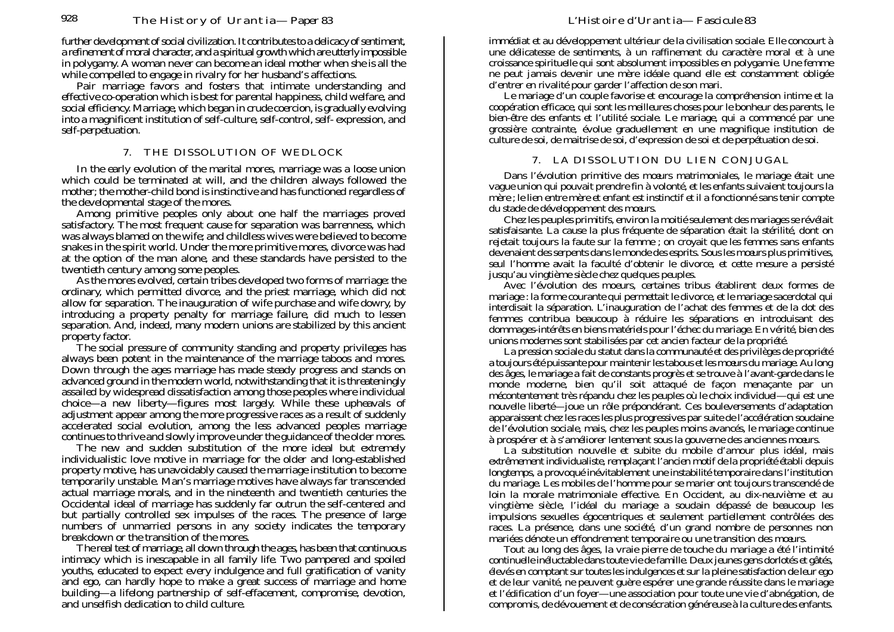further development of social civilization. It contributes to a delicacy of sentiment, a refinement of moral character, and a spiritual growth which are utterly impossible in polygamy. A woman never can become an ideal mother when she is all the while compelled to engage in rivalry for her husband's affections.

Pair marriage favors and fosters that intimate understanding and effective co-operation which is best for parental happiness, child welfare, and social efficiency. Marriage, which began in crude coercion, is gradually evolving into a magnificent institution of self-culture, self-control, self- expression, and self-perpetuation.

## 7. THE DISSOLUTION OF WEDLOCK

In the early evolution of the marital mores, marriage was a loose union which could be terminated at will, and the children always followed the mother; the mother-child bond is instinctive and has functioned regardless of the developmental stage of the mores.

Among primitive peoples only about one half the marriages proved satisfactory. The most frequent cause for separation was barrenness, which was always blamed on the wife; and childless wives were believed to become snakes in the spirit world. Under the more primitive mores, divorce was had at the option of the man alone, and these standards have persisted to the twentieth century among some peoples.

As the mores evolved, certain tribes developed two forms of marriage: the ordinary, which permitted divorce, and the priest marriage, which did not allow for separation. The inauguration of wife purchase and wife dowry, by introducing a property penalty for marriage failure, did much to lessen separation. And, indeed, many modern unions are stabilized by this ancient property factor.

The social pressure of community standing and property privileges has always been potent in the maintenance of the marriage taboos and mores. Down through the ages marriage has made steady progress and stands on advanced ground in the modern world, notwithstanding that it is threateningly assailed by widespread dissatisfaction among those peoples where individual choice—a new liberty—figures most largely. While these upheavals of adjustment appear among the more progressive races as a result of suddenly accelerated social evolution, among the less advanced peoples marriage continues to thrive and slowly improve under the guidance of the older mores.

The new and sudden substitution of the more ideal but extremely individualistic love motive in marriage for the older and long-established property motive, has unavoidably caused the marriage institution to become temporarily unstable. Man's marriage motives have always far transcended actual marriage morals, and in the nineteenth and twentieth centuries the Occidental ideal of marriage has suddenly far outrun the self-centered and but partially controlled sex impulses of the races. The presence of large numbers of unmarried persons in any society indicates the temporary breakdown or the transition of the mores.

The real test of marriage, all down through the ages, has been that continuous intimacy which is inescapable in all family life. Two pampered and spoiled youths, educated to expect every indulgence and full gratification of vanity and ego, can hardly hope to make a great success of marriage and home building—a lifelong partnership of self-effacement, compromise, devotion, and unselfish dedication to child culture.

immédiat et au développement ultérieur de la civilisation sociale. Elle concourt à une délicatesse de sentiments, à un raffinement du caractère moral et à une croissance spirituelle qui sont absolument impossibles en polygamie. Une femme ne peut jamais devenir une mère idéale quand elle est constamment obligée d'entrer en rivalité pour garder l'affection de son mari.

Le mariage d'un couple favorise et encourage la compréhension intime et la coopération efficace, qui sont les meilleures choses pour le bonheur des parents, le bien-être des enfants et l'utilité sociale. Le mariage, qui a commencé par une grossière contrainte, évolue graduellement en une magnifique institution de culture de soi, de maitrise de soi, d'expression de soi et de perpétuation de soi.

## 7. LA DISSOLUTION DU LIEN CONJUGAL

Dans l'évolution primitive des mœurs matrimoniales, le mariage était une vague union qui pouvait prendre fin à volonté, et les enfants suivaient toujours la mère ; le lien entre mère et enfant est instinctif et il a fonctionné sans tenir compte du stade de développement des mœurs.

Chez les peuples primitifs, environ la moitié seulement des mariages se révélait satisfaisante. La cause la plus fréquente de séparation était la stérilité, dont on rejetait toujours la faute sur la femme ; on croyait que les femmes sans enfants devenaient des serpents dans le monde des esprits. Sous les mœurs plus primitives, seul l'homme avait la faculté d'obtenir le divorce, et cette mesure a persisté jusqu'au vingtième siècle chez quelques peuples.

Avec l'évolution des moeurs, certaines tribus établirent deux formes de mariage : la forme courante qui permettait le divorce, et le mariage sacerdotal qui interdisait la séparation. L'inauguration de l'achat des femmes et de la dot des femmes contribua beaucoup à réduire les séparations en introduisant des dommages-intérêts en biens matériels pour l'échec du mariage. En vérité, bien des unions modernes sont stabilisées par cet ancien facteur de la propriété.

La pression sociale du statut dans la communauté et des privilèges de propriété a toujours été puissante pour maintenir les tabous et les mœurs du mariage. Au long des âges, le mariage a fait de constants progrès et se trouve à l'avant-garde dans le monde moderne, bien qu'il soit attaqué de façon menaçante par un mécontentement très répandu chez les peuples où le choix individuel—qui est une nouvelle liberté—joue un rôle prépondérant. Ces bouleversements d'adaptation apparaissent chez les races les plus progressives par suite de l'accélération soudaine de l'évolution sociale, mais, chez les peuples moins avancés, le mariage continue à prospérer et à s'améliorer lentement sous la gouverne des anciennes mœurs.

La substitution nouvelle et subite du mobile d'amour plus idéal, mais extrêmement individualiste, remplaçant l'ancien motif de la propriété établi depuis longtemps, a provoqué inévitablement une instabilité temporaire dans l'institution du mariage. Les mobiles de l'homme pour se marier ont toujours transcendé de loin la morale matrimoniale effective. En Occident, au dix-neuvième et au vingtième siècle, l'idéal du mariage a soudain dépassé de beaucoup les impulsions sexuelles égocentriques et seulement partiellement contrôlées des races. La présence, dans une société, d'un grand nombre de personnes non mariées dénote un effondrement temporaire ou une transition des mœurs.

Tout au long des âges, la vraie pierre de touche du mariage a été l'intimité continuelle inéluctable dans toute vie de famille. Deux jeunes gens dorlotés et gâtés, élevés en comptant sur toutes les indulgences et sur la pleine satisfaction de leur ego et de leur vanité, ne peuvent guère espérer une grande réussite dans le mariage et l'édification d'un foyer—une association pour toute une vie d'abnégation, de compromis, de dévouement et de consécration généreuse à la culture des enfants.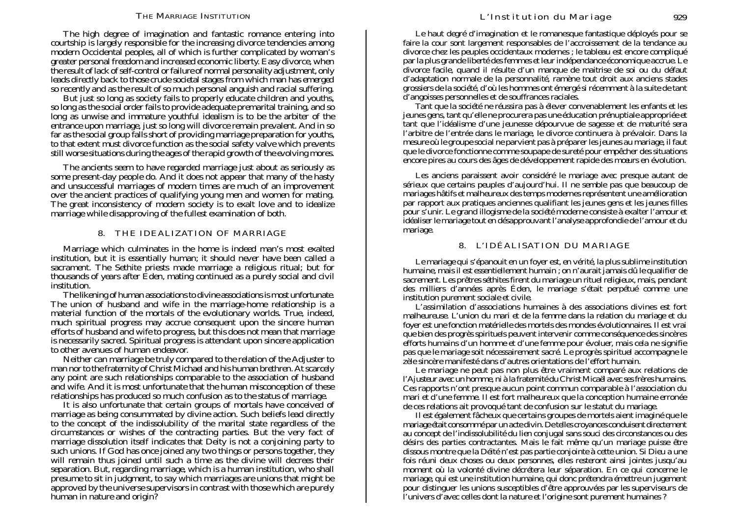The high degree of imagination and fantastic romance entering into courtship is largely responsible for the increasing divorce tendencies among modern Occidental peoples, all of which is further complicated by woman's greater personal freedom and increased economic liberty. Easy divorce, when the result of lack of self-control or failure of normal personality adjustment, only leads directly back to those crude societal stages from which man has emerged so recently and as the result of so much personal anguish and racial suffering.

But just so long as society fails to properly educate children and youths, so long as the social order fails to provide adequate premarital training, and so long as unwise and immature youthful idealism is to be the arbiter of the entrance upon marriage, just so long will divorce remain prevalent. And in so far as the social group falls short of providing marriage preparation for youths, to that extent must divorce function as the social safety valve which prevents still worse situations during the ages of the rapid growth of the evolving mores.

The ancients seem to have regarded marriage just about as seriously as some present-day people do. And it does not appear that many of the hasty and unsuccessful marriages of modern times are much of an improvement over the ancient practices of qualifying young men and women for mating. The great inconsistency of modern society is to exalt love and to idealize marriage while disapproving of the fullest examination of both.

## 8. THE IDEALIZATION OF MARRIAGE

Marriage which culminates in the home is indeed man's most exalted institution, but it is essentially human; it should never have been called a sacrament. The Sethite priests made marriage a religious ritual; but for thousands of years after Eden, mating continued as a purely social and civil institution.

The likening of human associations to divine associations is most unfortunate. The union of husband and wife in the marriage-home relationship is a material function of the mortals of the evolutionary worlds. True, indeed, much spiritual progress may accrue consequent upon the sincere human efforts of husband and wife to progress, but this does not mean that marriage is necessarily sacred. Spiritual progress is attendant upon sincere application to other avenues of human endeavor.

Neither can marriage be truly compared to the relation of the Adjuster to man nor to the fraternity of Christ Michael and his human brethren. At scarcely any point are such relationships comparable to the association of husband and wife. And it is most unfortunate that the human misconception of these relationships has produced so much confusion as to the status of marriage.

It is also unfortunate that certain groups of mortals have conceived of marriage as being consummated by divine action. Such beliefs lead directly to the concept of the indissolubility of the marital state regardless of the circumstances or wishes of the contracting parties. But the very fact of marriage dissolution itself indicates that Deity is not a conjoining party to such unions. If God has once joined any two things or persons together, they will remain thus joined until such a time as the divine will decrees their separation. But, regarding marriage, which is a human institution, who shall presume to sit in judgment, to say which marriages are unions that might be approved by the universe supervisors in contrast with those which are purely human in nature and origin?

Le haut degré d'imagination et le romanesque fantastique déployés pour se faire la cour sont largement responsables de l'accroissement de la tendance au divorce chez les peuples occidentaux modernes ; le tableau est encore compliqué par la plus grande liberté des femmes et leur indépendance économique accrue. Le divorce facile, quand il résulte d'un manque de maitrise de soi ou du défaut d'adaptation normale de la personnalité, ramène tout droit aux anciens stades grossiers de la société, d'où les hommes ont émergé si récemment à la suite de tant d'angoisses personnelles et de souffrances raciales.

Tant que la société ne réussira pas à élever convenablement les enfants et les jeunes gens, tant qu'elle ne procurera pas une éducation prénuptiale appropriée et tant que l'idéalisme d'une jeunesse dépourvue de sagesse et de maturité sera l'arbitre de l'entrée dans le mariage, le divorce continuera à prévaloir. Dans la mesure où le groupe social ne parvient pas à préparer les jeunes au mariage, il faut que le divorce fonctionne comme soupape de sureté pour empêcher des situations encore pires au cours des âges de développement rapide des moeurs en évolution.

Les anciens paraissent avoir considéré le mariage avec presque autant de sérieux que certains peuples d'aujourd'hui. Il ne semble pas que beaucoup de mariages hâtifs et malheureux des temps modernes représentent une amélioration par rapport aux pratiques anciennes qualifiant les jeunes gens et les jeunes filles pour s'unir. Le grand illogisme de la société moderne consiste à exalter l'amour et idéaliser le mariage tout en désapprouvant l'analyse approfondie de l'amour et du mariage.

## 8. L'IDÉALISATION DU MARIAGE

Le mariage qui s'épanouit en un foyer est, en vérité, la plus sublime institution humaine, mais il est essentiellement humain ; on n'aurait jamais dû le qualifier de sacrement. Les prêtres séthites firent du mariage un rituel religieux, mais, pendant des milliers d'années après Éden, le mariage s'était perpétué comme une institution purement sociale et civile.

L'assimilation d'associations humaines à des associations divines est fort malheureuse. L'union du mari et de la femme dans la relation du mariage et du foyer est une fonction matérielle des mortels des mondes évolutionnaires. Il est vrai que bien des progrès spirituels peuvent intervenir comme conséquence des sincères efforts humains d'un homme et d'une femme pour évoluer, mais cela ne signifie pas que le mariage soit nécessairement sacré. Le progrès spirituel accompagne le zèle sincère manifesté dans d'autres orientations de l'effort humain.

Le mariage ne peut pas non plus être vraiment comparé aux relations de l'Ajusteur avec un homme, ni à la fraternité du Christ Micaël avec ses frères humains. Ces rapports n'ont presque aucun point commun comparable à l'association du mari et d'une femme. Il est fort malheureux que la conception humaine erronée de ces relations ait provoqué tant de confusion sur le statut du mariage.

Il est également fâcheux que certains groupes de mortels aient imaginé que le mariage était consommé par un acte divin. De telles croyances conduisent directement au concept de l'indissolubilité du lien conjugal sans souci des circonstances ou des désirs des parties contractantes. Mais le fait même qu'un mariage puisse être dissous montre que la Déité n'est pas partie conjointe à cette union. Si Dieu a une fois réuni deux choses ou deux personnes, elles resteront ainsi jointes jusqu'au moment où la volonté divine décrètera leur séparation. En ce qui concerne le mariage, qui est une institution humaine, qui donc prétendra émettre un jugement pour distinguer les unions susceptibles d'être approuvées par les superviseurs de l'univers d'avec celles dont la nature et l'origine sont purement humaines ?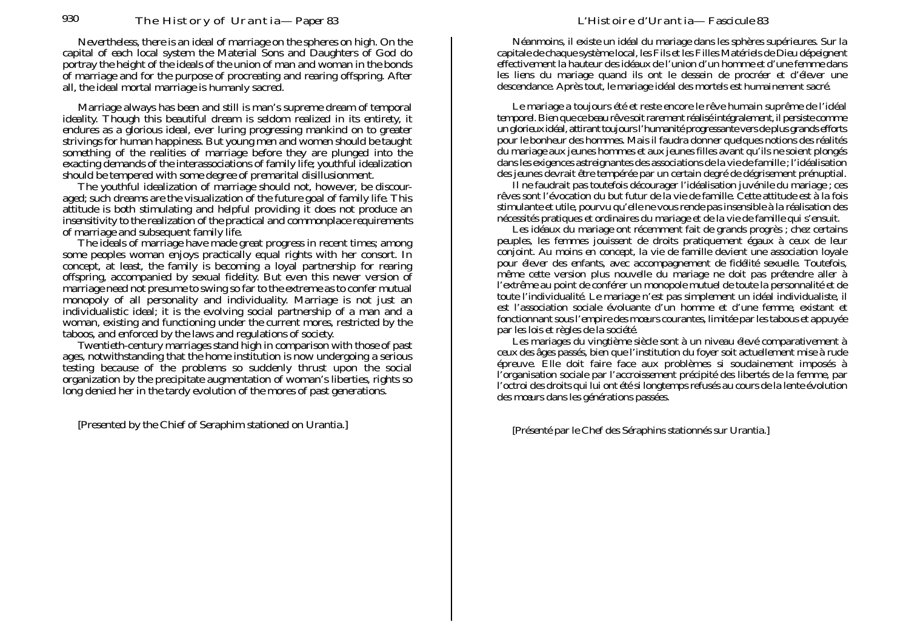Nevertheless, there is an ideal of marriage on the spheres on high. On the capital of each local system the Material Sons and Daughters of God do portray the height of the ideals of the union of man and woman in the bonds of marriage and for the purpose of procreating and rearing offspring. After all, the ideal mortal marriage is humanly sacred.

Marriage always has been and still is man's supreme dream of temporal ideality. Though this beautiful dream is seldom realized in its entirety, it endures as a glorious ideal, ever luring progressing mankind on to greater strivings for human happiness. But young men and women should be taught something of the realities of marriage before they are plunged into the exacting demands of the interassociations of family life; youthful idealization should be tempered with some degree of premarital disillusionment.

The youthful idealization of marriage should not, however, be discouraged; such dreams are the visualization of the future goal of family life. This attitude is both stimulating and helpful providing it does not produce an insensitivity to the realization of the practical and commonplace requirements of marriage and subsequent family life.

The ideals of marriage have made great progress in recent times; among some peoples woman enjoys practically equal rights with her consort. In concept, at least, the family is becoming a loyal partnership for rearing offspring, accompanied by sexual fidelity. But even this newer version of marriage need not presume to swing so far to the extreme as to confer mutual monopoly of all personality and individuality. Marriage is not just an individualistic ideal; it is the evolving social partnership of a man and a woman, existing and functioning under the current mores, restricted by the taboos, and enforced by the laws and regulations of society.

Twentieth-century marriages stand high in comparison with those of past ages, notwithstanding that the home institution is now undergoing a serious testing because of the problems so suddenly thrust upon the social organization by the precipitate augmentation of woman's liberties, rights so long denied her in the tardy evolution of the mores of past generations.

[Presented by the Chief of Seraphim stationed on Urantia.]

Néanmoins, il existe un idéal du mariage dans les sphères supérieures. Sur la capitale de chaque système local, les Fils et les Filles Matériels de Dieu dépeignent effectivement la hauteur des idéaux de l'union d'un homme et d'une femme dans les liens du mariage quand ils ont le dessein de procréer et d'élever une descendance. Après tout, le mariage idéal des mortels est humainement sacré.

Le mariage a toujours été et reste encore le rêve humain suprême de l'idéal temporel. Bien que ce beau rêve soit rarement réalisé intégralement, il persiste comme un glorieux idéal, attirant toujours l'humanité progressante vers de plus grands efforts pour le bonheur des hommes. Mais il faudra donner quelques notions des réalités du mariage aux jeunes hommes et aux jeunes filles avant qu'ils ne soient plongés dans les exigences astreignantes des associations de la vie de famille ; l'idéalisation des jeunes devrait être tempérée par un certain degré de dégrisement prénuptial.

Il ne faudrait pas toutefois décourager l'idéalisation juvénile du mariage ; ces rêves sont l'évocation du but futur de la vie de famille. Cette attitude est à la fois stimulante et utile, pourvu qu'elle ne vous rende pas insensible à la réalisation des nécessités pratiques et ordinaires du mariage et de la vie de famille qui s'ensuit.

Les idéaux du mariage ont récemment fait de grands progrès ; chez certains peuples, les femmes jouissent de droits pratiquement égaux à ceux de leur conjoint. Au moins en concept, la vie de famille devient une association loyale pour élever des enfants, avec accompagnement de fidélité sexuelle. Toutefois, même cette version plus nouvelle du mariage ne doit pas prétendre aller à l'extrême au point de conférer un monopole mutuel de toute la personnalité et de toute l'individualité. Le mariage n'est pas simplement un idéal individualiste, il est l'association sociale évoluante d'un homme et d'une femme, existant et fonctionnant sous l'empire des moeurs courantes, limitée par les tabous et appuyée par les lois et règles de la société.

Les mariages du vingtième siècle sont à un niveau élevé comparativement à ceux des âges passés, bien que l'institution du foyer soit actuellement mise à rude épreuve. Elle doit faire face aux problèmes si soudainement imposés à l'organisation sociale par l'accroissement précipité des libertés de la femme, par l'octroi des droits qui lui ont été si longtemps refusés au cours de la lente évolution des moeurs dans les générations passées.

[Présenté par le Chef des Séraphins stationnés sur Urantia.]